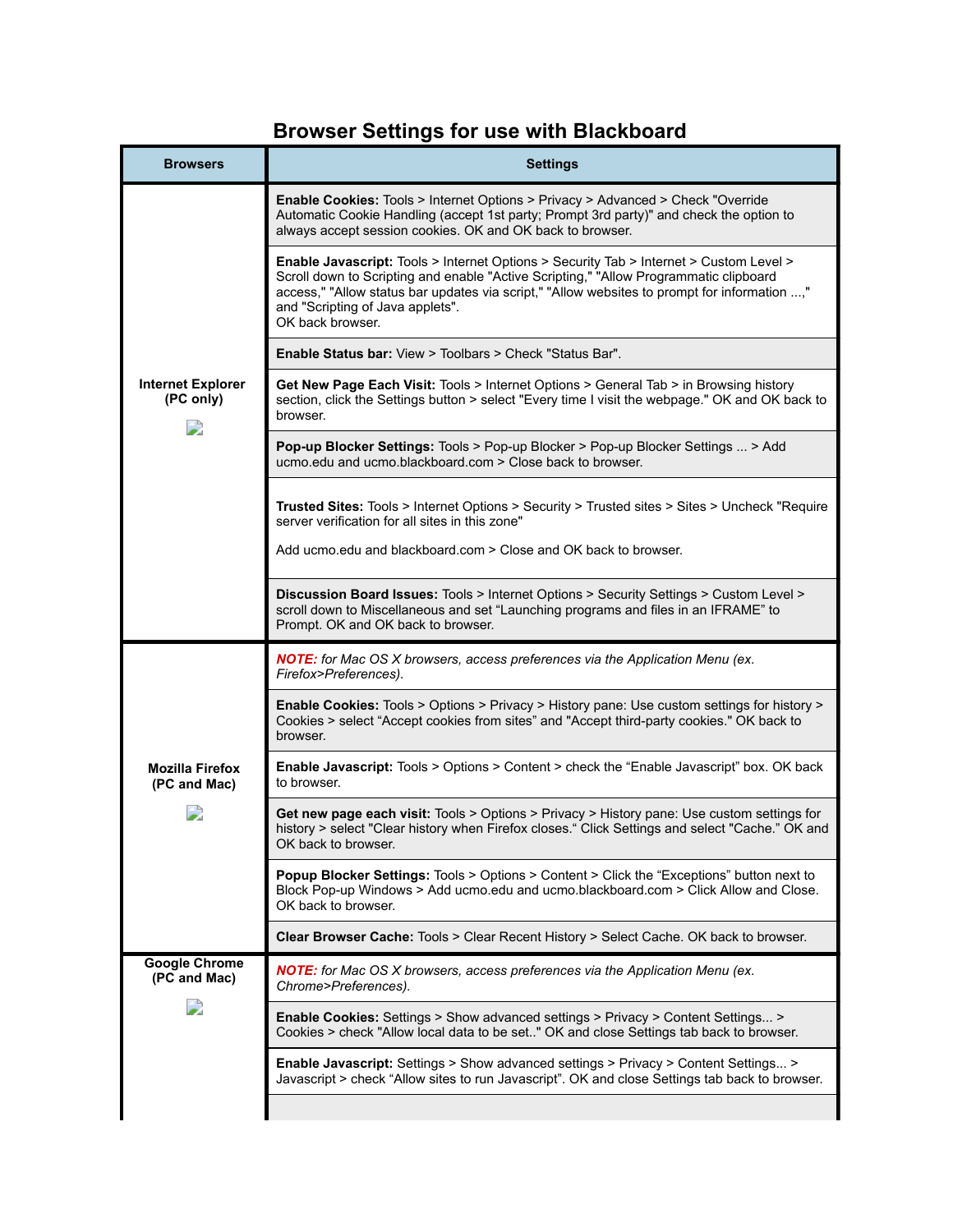# Browser Settings for use with Blackboard

| Browsers | Settings |
|---|---|
| **Internet Explorer (PC only)** | **Enable Cookies:** Tools > Internet Options > Privacy > Advanced > Check "Override Automatic Cookie Handling (accept 1st party; Prompt 3rd party)" and check the option to always accept session cookies. OK and OK back to browser. |
| | **Enable Javascript:** Tools > Internet Options > Security Tab > Internet > Custom Level > Scroll down to Scripting and enable "Active Scripting," "Allow Programmatic clipboard access," "Allow status bar updates via script," "Allow websites to prompt for information ...," and "Scripting of Java applets". OK back browser. |
| | **Enable Status bar:** View > Toolbars > Check "Status Bar". |
| | **Get New Page Each Visit:** Tools > Internet Options > General Tab > in Browsing history section, click the Settings button > select "Every time I visit the webpage." OK and OK back to browser. |
| | **Pop-up Blocker Settings:** Tools > Pop-up Blocker > Pop-up Blocker Settings ... > Add ucmo.edu and ucmo.blackboard.com > Close back to browser. |
| | **Trusted Sites:** Tools > Internet Options > Security > Trusted sites > Sites > Uncheck "Require server verification for all sites in this zone" Add ucmo.edu and blackboard.com > Close and OK back to browser. |
| | **Discussion Board Issues:** Tools > Internet Options > Security Settings > Custom Level > scroll down to Miscellaneous and set "Launching programs and files in an IFRAME" to Prompt. OK and OK back to browser. |
| **Mozilla Firefox (PC and Mac)** | ***NOTE:*** *for Mac OS X browsers, access preferences via the Application Menu (ex. Firefox>Preferences).* |
| | **Enable Cookies:** Tools > Options > Privacy > History pane: Use custom settings for history > Cookies > select "Accept cookies from sites" and "Accept third-party cookies." OK back to browser. |
| | **Enable Javascript:** Tools > Options > Content > check the "Enable Javascript" box. OK back to browser. |
| | **Get new page each visit:** Tools > Options > Privacy > History pane: Use custom settings for history > select "Clear history when Firefox closes." Click Settings and select "Cache." OK and OK back to browser. |
| | **Popup Blocker Settings:** Tools > Options > Content > Click the "Exceptions" button next to Block Pop-up Windows > Add ucmo.edu and ucmo.blackboard.com > Click Allow and Close. OK back to browser. |
| | **Clear Browser Cache:** Tools > Clear Recent History > Select Cache. OK back to browser. |
| **Google Chrome (PC and Mac)** | ***NOTE:*** *for Mac OS X browsers, access preferences via the Application Menu (ex. Chrome>Preferences).* |
| | **Enable Cookies:** Settings > Show advanced settings > Privacy > Content Settings... > Cookies > check "Allow local data to be set.." OK and close Settings tab back to browser. |
| | **Enable Javascript:** Settings > Show advanced settings > Privacy > Content Settings... > Javascript > check "Allow sites to run Javascript". OK and close Settings tab back to browser. |
| | |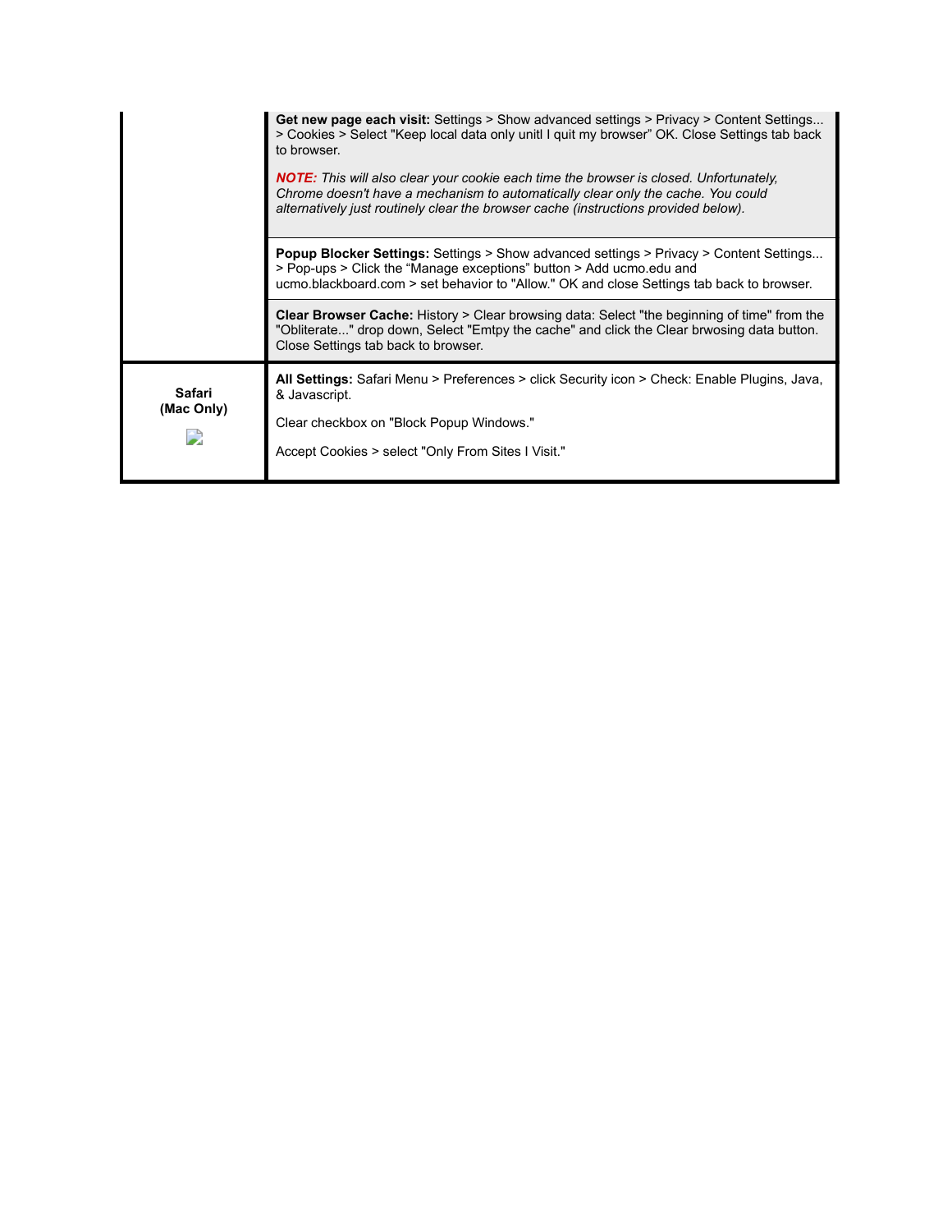| | |
|---|---|
| | **Get new page each visit:** Settings > Show advanced settings > Privacy > Content Settings... > Cookies > Select "Keep local data only unitl I quit my browser" OK. Close Settings tab back to browser.<br><br>***NOTE:*** *This will also clear your cookie each time the browser is closed. Unfortunately, Chrome doesn't have a mechanism to automatically clear only the cache. You could alternatively just routinely clear the browser cache (instructions provided below).* |
| | **Popup Blocker Settings:** Settings > Show advanced settings > Privacy > Content Settings... > Pop-ups > Click the "Manage exceptions" button > Add ucmo.edu and ucmo.blackboard.com > set behavior to "Allow." OK and close Settings tab back to browser. |
| | **Clear Browser Cache:** History > Clear browsing data: Select "the beginning of time" from the "Obliterate..." drop down, Select "Emtpy the cache" and click the Clear brwosing data button. Close Settings tab back to browser. |
| **Safari (Mac Only)** | **All Settings:** Safari Menu > Preferences > click Security icon > Check: Enable Plugins, Java, & Javascript.<br><br>Clear checkbox on "Block Popup Windows."<br><br>Accept Cookies > select "Only From Sites I Visit." |